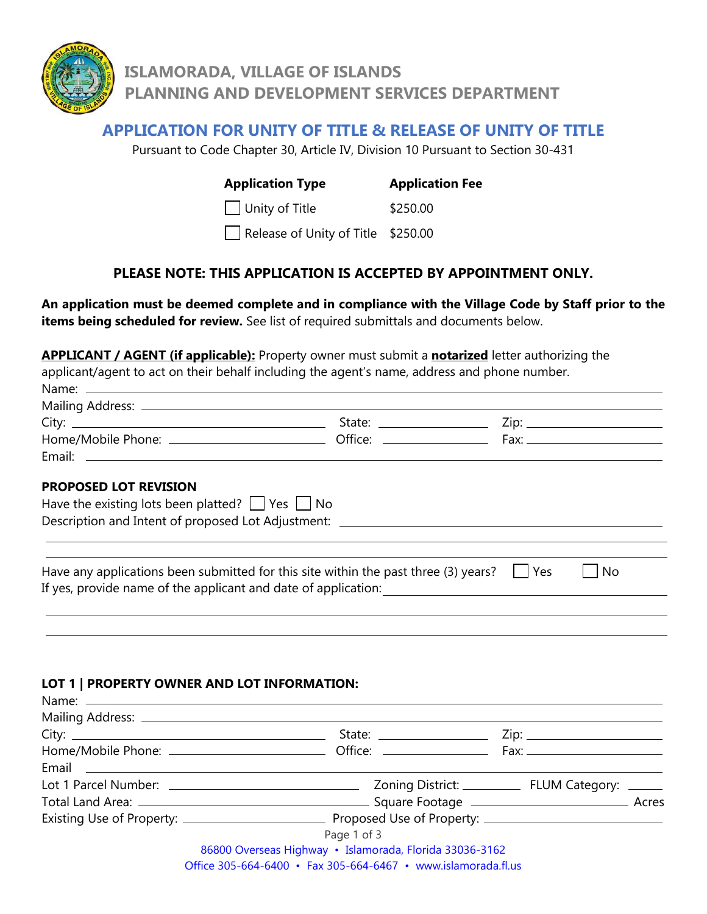# ISLAMORADA, VILLAGE OF ISLANDS
## PLANNING AND DEVELOPMENT SERVICES DEPARTMENT

## APPLICATION FOR UNITY OF TITLE & RELEASE OF UNITY OF TITLE

Pursuant to Code Chapter 30, Article IV, Division 10 Pursuant to Section 30-431

| Application Type | Application Fee |
|---|---|
| ☐ Unity of Title | $250.00 |
| ☐ Release of Unity of Title | $250.00 |

**PLEASE NOTE: THIS APPLICATION IS ACCEPTED BY APPOINTMENT ONLY.**

**An application must be deemed complete and in compliance with the Village Code by Staff prior to the items being scheduled for review.** See list of required submittals and documents below.

**APPLICANT / AGENT (if applicable):** Property owner must submit a **notarized** letter authorizing the applicant/agent to act on their behalf including the agent's name, address and phone number.

Name: ______________________________

Mailing Address: ______________________________

City: ______________ State: ______________ Zip: ______________

Home/Mobile Phone: ______________ Office: ______________ Fax: ______________

Email: ______________________________

### PROPOSED LOT REVISION

Have the existing lots been platted? ☐ Yes ☐ No

Description and Intent of proposed Lot Adjustment: ______________________________

______________________________

______________________________

Have any applications been submitted for this site within the past three (3) years? ☐ Yes ☐ No

If yes, provide name of the applicant and date of application: ______________________________

______________________________

______________________________

### LOT 1 | PROPERTY OWNER AND LOT INFORMATION:

Name: ______________________________

Mailing Address: ______________________________

City: ______________ State: ______________ Zip: ______________

Home/Mobile Phone: ______________ Office: ______________ Fax: ______________

Email ______________________________

Lot 1 Parcel Number: ______________ Zoning District: ______________ FLUM Category: ______________

Total Land Area: ______________ Square Footage ______________ Acres

Existing Use of Property: ______________ Proposed Use of Property: ______________

86800 Overseas Highway • Islamorada, Florida 33036-3162

Office 305-664-6400 • Fax 305-664-6467 • www.islamorada.fl.us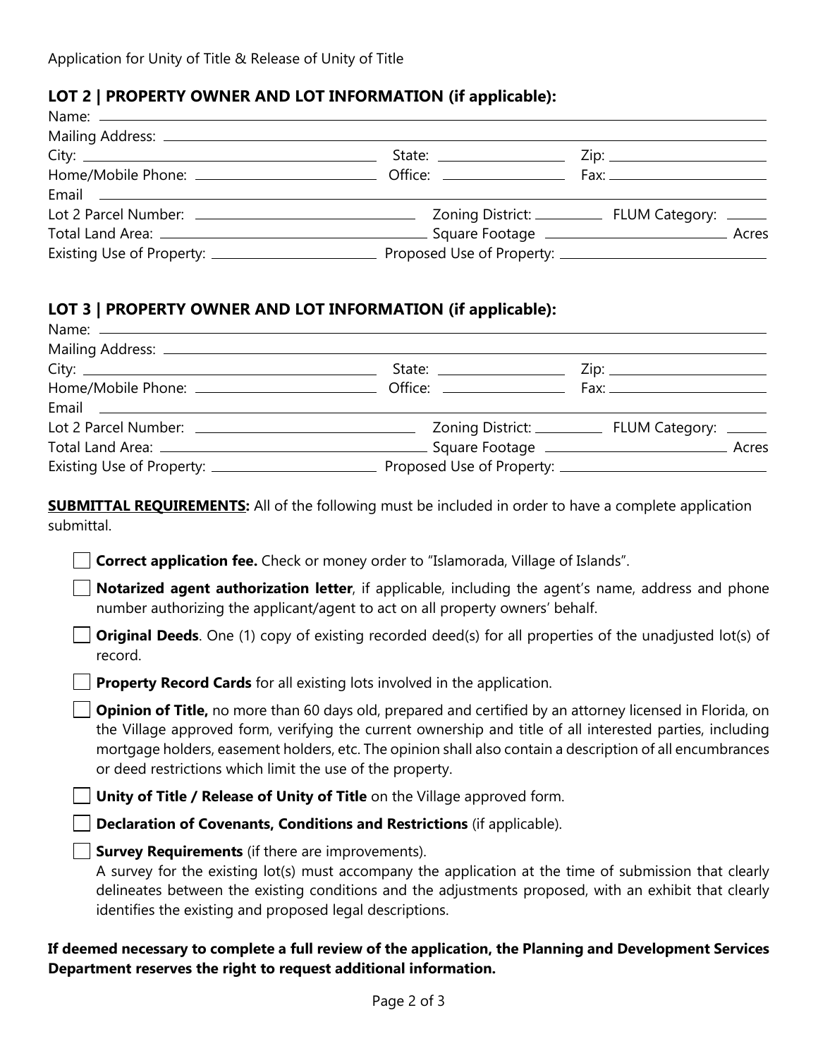## LOT 2 | PROPERTY OWNER AND LOT INFORMATION (if applicable):

Name: \_\_\_\_\_\_\_\_\_\_\_\_\_\_\_\_\_\_\_\_\_\_\_\_\_\_\_\_\_\_\_\_\_\_\_\_\_\_\_\_

Mailing Address: \_\_\_\_\_\_\_\_\_\_\_\_\_\_\_\_\_\_\_\_\_\_\_\_\_\_\_\_\_\_\_\_\_\_\_\_\_\_\_\_

City: \_\_\_\_\_\_\_\_\_\_\_\_\_\_\_\_\_\_\_\_ State: \_\_\_\_\_\_\_\_\_\_ Zip: \_\_\_\_\_\_\_\_\_\_

Home/Mobile Phone: \_\_\_\_\_\_\_\_\_\_\_\_\_\_\_\_\_\_\_\_ Office: \_\_\_\_\_\_\_\_\_\_ Fax: \_\_\_\_\_\_\_\_\_\_

Email \_\_\_\_\_\_\_\_\_\_\_\_\_\_\_\_\_\_\_\_\_\_\_\_\_\_\_\_\_\_\_\_\_\_\_\_\_\_\_\_

Lot 2 Parcel Number: \_\_\_\_\_\_\_\_\_\_\_\_\_\_\_\_\_\_\_\_ Zoning District: \_\_\_\_\_\_\_\_\_\_ FLUM Category: \_\_\_\_\_\_

Total Land Area: \_\_\_\_\_\_\_\_\_\_\_\_\_\_\_\_\_\_\_\_ Square Footage \_\_\_\_\_\_\_\_\_\_\_\_\_\_\_\_\_\_\_\_ Acres

Existing Use of Property: \_\_\_\_\_\_\_\_\_\_\_\_\_\_\_\_\_\_\_\_ Proposed Use of Property: \_\_\_\_\_\_\_\_\_\_\_\_\_\_\_\_\_\_\_\_

## LOT 3 | PROPERTY OWNER AND LOT INFORMATION (if applicable):

Name: \_\_\_\_\_\_\_\_\_\_\_\_\_\_\_\_\_\_\_\_\_\_\_\_\_\_\_\_\_\_\_\_\_\_\_\_\_\_\_\_

Mailing Address: \_\_\_\_\_\_\_\_\_\_\_\_\_\_\_\_\_\_\_\_\_\_\_\_\_\_\_\_\_\_\_\_\_\_\_\_\_\_\_\_

City: \_\_\_\_\_\_\_\_\_\_\_\_\_\_\_\_\_\_\_\_ State: \_\_\_\_\_\_\_\_\_\_ Zip: \_\_\_\_\_\_\_\_\_\_

Home/Mobile Phone: \_\_\_\_\_\_\_\_\_\_\_\_\_\_\_\_\_\_\_\_ Office: \_\_\_\_\_\_\_\_\_\_ Fax: \_\_\_\_\_\_\_\_\_\_

Email \_\_\_\_\_\_\_\_\_\_\_\_\_\_\_\_\_\_\_\_\_\_\_\_\_\_\_\_\_\_\_\_\_\_\_\_\_\_\_\_

Lot 2 Parcel Number: \_\_\_\_\_\_\_\_\_\_\_\_\_\_\_\_\_\_\_\_ Zoning District: \_\_\_\_\_\_\_\_\_\_ FLUM Category: \_\_\_\_\_\_

Total Land Area: \_\_\_\_\_\_\_\_\_\_\_\_\_\_\_\_\_\_\_\_ Square Footage \_\_\_\_\_\_\_\_\_\_\_\_\_\_\_\_\_\_\_\_ Acres

Existing Use of Property: \_\_\_\_\_\_\_\_\_\_\_\_\_\_\_\_\_\_\_\_ Proposed Use of Property: \_\_\_\_\_\_\_\_\_\_\_\_\_\_\_\_\_\_\_\_

**SUBMITTAL REQUIREMENTS:** All of the following must be included in order to have a complete application submittal.

- [ ] **Correct application fee.** Check or money order to "Islamorada, Village of Islands".
- [ ] **Notarized agent authorization letter**, if applicable, including the agent's name, address and phone number authorizing the applicant/agent to act on all property owners' behalf.
- [ ] **Original Deeds**. One (1) copy of existing recorded deed(s) for all properties of the unadjusted lot(s) of record.
- [ ] **Property Record Cards** for all existing lots involved in the application.
- [ ] **Opinion of Title,** no more than 60 days old, prepared and certified by an attorney licensed in Florida, on the Village approved form, verifying the current ownership and title of all interested parties, including mortgage holders, easement holders, etc. The opinion shall also contain a description of all encumbrances or deed restrictions which limit the use of the property.
- [ ] **Unity of Title / Release of Unity of Title** on the Village approved form.
- [ ] **Declaration of Covenants, Conditions and Restrictions** (if applicable).
- [ ] **Survey Requirements** (if there are improvements).
  A survey for the existing lot(s) must accompany the application at the time of submission that clearly delineates between the existing conditions and the adjustments proposed, with an exhibit that clearly identifies the existing and proposed legal descriptions.

**If deemed necessary to complete a full review of the application, the Planning and Development Services Department reserves the right to request additional information.**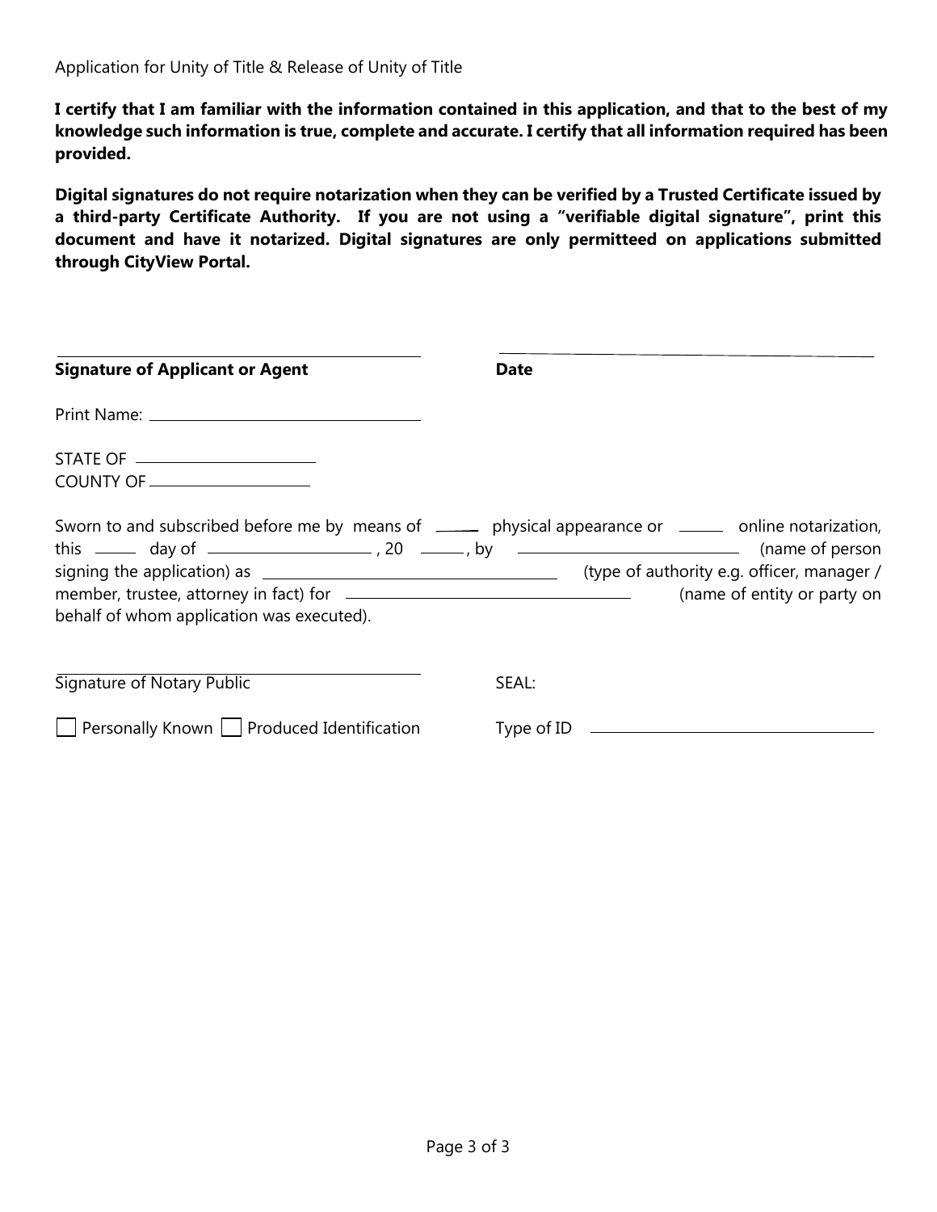Application for Unity of Title & Release of Unity of Title

**I certify that I am familiar with the information contained in this application, and that to the best of my knowledge such information is true, complete and accurate. I certify that all information required has been provided.**

**Digital signatures do not require notarization when they can be verified by a Trusted Certificate issued by a third-party Certificate Authority. If you are not using a "verifiable digital signature", print this document and have it notarized. Digital signatures are only permitteed on applications submitted through CityView Portal.**

______________________________ ______________________________
**Signature of Applicant or Agent** **Date**

Print Name: ______________________________

STATE OF ____________________
COUNTY OF ____________________

Sworn to and subscribed before me by means of _____ physical appearance or _____ online notarization, this _____ day of ________________, 20 _____, by ______________________ (name of person signing the application) as ______________________________ (type of authority e.g. officer, manager / member, trustee, attorney in fact) for ______________________________ (name of entity or party on behalf of whom application was executed).

______________________________
Signature of Notary Public SEAL:

☐ Personally Known ☐ Produced Identification Type of ID ______________________________